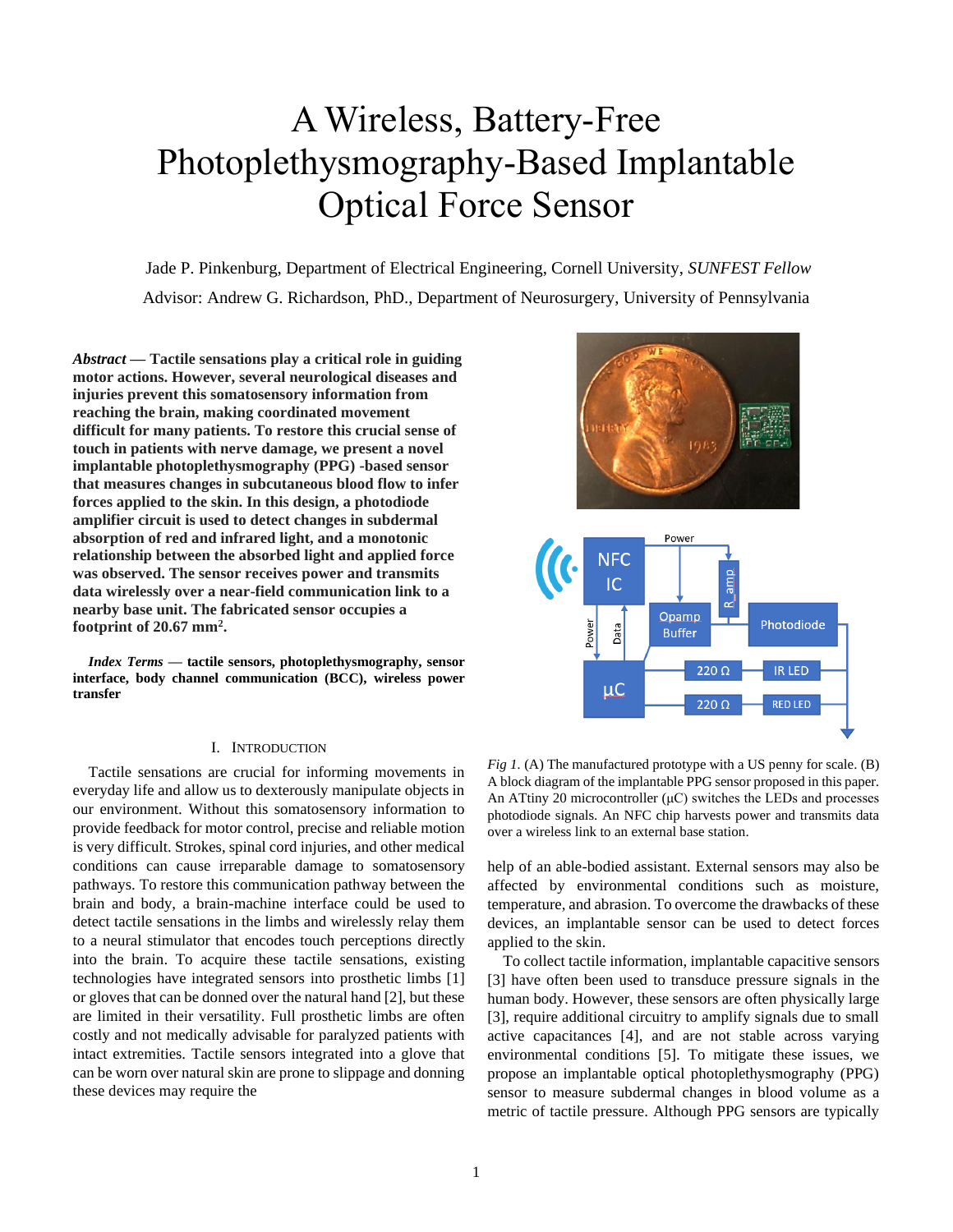# A Wireless, Battery-Free Photoplethysmography-Based Implantable Optical Force Sensor

Jade P. Pinkenburg, Department of Electrical Engineering, Cornell University, *SUNFEST Fellow*

Advisor: Andrew G. Richardson, PhD., Department of Neurosurgery, University of Pennsylvania

***Abstract* — Tactile sensations play a critical role in guiding motor actions. However, several neurological diseases and injuries prevent this somatosensory information from reaching the brain, making coordinated movement difficult for many patients. To restore this crucial sense of touch in patients with nerve damage, we present a novel implantable photoplethysmography (PPG) -based sensor that measures changes in subcutaneous blood flow to infer forces applied to the skin. In this design, a photodiode amplifier circuit is used to detect changes in subdermal absorption of red and infrared light, and a monotonic relationship between the absorbed light and applied force was observed. The sensor receives power and transmits data wirelessly over a near-field communication link to a nearby base unit. The fabricated sensor occupies a footprint of 20.67 mm².**

***Index Terms* — tactile sensors, photoplethysmography, sensor interface, body channel communication (BCC), wireless power transfer**

## I. Introduction

Tactile sensations are crucial for informing movements in everyday life and allow us to dexterously manipulate objects in our environment. Without this somatosensory information to provide feedback for motor control, precise and reliable motion is very difficult. Strokes, spinal cord injuries, and other medical conditions can cause irreparable damage to somatosensory pathways. To restore this communication pathway between the brain and body, a brain-machine interface could be used to detect tactile sensations in the limbs and wirelessly relay them to a neural stimulator that encodes touch perceptions directly into the brain. To acquire these tactile sensations, existing technologies have integrated sensors into prosthetic limbs [1] or gloves that can be donned over the natural hand [2], but these are limited in their versatility. Full prosthetic limbs are often costly and not medically advisable for paralyzed patients with intact extremities. Tactile sensors integrated into a glove that can be worn over natural skin are prone to slippage and donning these devices may require the help of an able-bodied assistant. External sensors may also be affected by environmental conditions such as moisture, temperature, and abrasion. To overcome the drawbacks of these devices, an implantable sensor can be used to detect forces applied to the skin.

*Fig 1.* (A) The manufactured prototype with a US penny for scale. (B) A block diagram of the implantable PPG sensor proposed in this paper. An ATtiny 20 microcontroller (μC) switches the LEDs and processes photodiode signals. An NFC chip harvests power and transmits data over a wireless link to an external base station.

To collect tactile information, implantable capacitive sensors [3] have often been used to transduce pressure signals in the human body. However, these sensors are often physically large [3], require additional circuitry to amplify signals due to small active capacitances [4], and are not stable across varying environmental conditions [5]. To mitigate these issues, we propose an implantable optical photoplethysmography (PPG) sensor to measure subdermal changes in blood volume as a metric of tactile pressure. Although PPG sensors are typically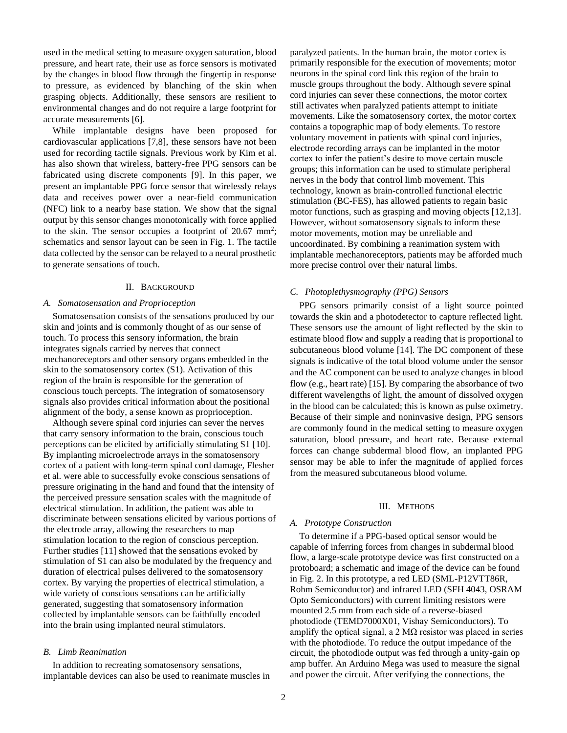used in the medical setting to measure oxygen saturation, blood pressure, and heart rate, their use as force sensors is motivated by the changes in blood flow through the fingertip in response to pressure, as evidenced by blanching of the skin when grasping objects. Additionally, these sensors are resilient to environmental changes and do not require a large footprint for accurate measurements [6].

While implantable designs have been proposed for cardiovascular applications [7,8], these sensors have not been used for recording tactile signals. Previous work by Kim et al. has also shown that wireless, battery-free PPG sensors can be fabricated using discrete components [9]. In this paper, we present an implantable PPG force sensor that wirelessly relays data and receives power over a near-field communication (NFC) link to a nearby base station. We show that the signal output by this sensor changes monotonically with force applied to the skin. The sensor occupies a footprint of 20.67 $mm^2$; schematics and sensor layout can be seen in Fig. 1. The tactile data collected by the sensor can be relayed to a neural prosthetic to generate sensations of touch.

## II. Background

### A. Somatosensation and Proprioception

Somatosensation consists of the sensations produced by our skin and joints and is commonly thought of as our sense of touch. To process this sensory information, the brain integrates signals carried by nerves that connect mechanoreceptors and other sensory organs embedded in the skin to the somatosensory cortex (S1). Activation of this region of the brain is responsible for the generation of conscious touch percepts. The integration of somatosensory signals also provides critical information about the positional alignment of the body, a sense known as proprioception.

Although severe spinal cord injuries can sever the nerves that carry sensory information to the brain, conscious touch perceptions can be elicited by artificially stimulating S1 [10]. By implanting microelectrode arrays in the somatosensory cortex of a patient with long-term spinal cord damage, Flesher et al. were able to successfully evoke conscious sensations of pressure originating in the hand and found that the intensity of the perceived pressure sensation scales with the magnitude of electrical stimulation. In addition, the patient was able to discriminate between sensations elicited by various portions of the electrode array, allowing the researchers to map stimulation location to the region of conscious perception. Further studies [11] showed that the sensations evoked by stimulation of S1 can also be modulated by the frequency and duration of electrical pulses delivered to the somatosensory cortex. By varying the properties of electrical stimulation, a wide variety of conscious sensations can be artificially generated, suggesting that somatosensory information collected by implantable sensors can be faithfully encoded into the brain using implanted neural stimulators.

### B. Limb Reanimation

In addition to recreating somatosensory sensations, implantable devices can also be used to reanimate muscles in paralyzed patients. In the human brain, the motor cortex is primarily responsible for the execution of movements; motor neurons in the spinal cord link this region of the brain to muscle groups throughout the body. Although severe spinal cord injuries can sever these connections, the motor cortex still activates when paralyzed patients attempt to initiate movements. Like the somatosensory cortex, the motor cortex contains a topographic map of body elements. To restore voluntary movement in patients with spinal cord injuries, electrode recording arrays can be implanted in the motor cortex to infer the patient's desire to move certain muscle groups; this information can be used to stimulate peripheral nerves in the body that control limb movement. This technology, known as brain-controlled functional electric stimulation (BC-FES), has allowed patients to regain basic motor functions, such as grasping and moving objects [12,13]. However, without somatosensory signals to inform these motor movements, motion may be unreliable and uncoordinated. By combining a reanimation system with implantable mechanoreceptors, patients may be afforded much more precise control over their natural limbs.

### C. Photoplethysmography (PPG) Sensors

PPG sensors primarily consist of a light source pointed towards the skin and a photodetector to capture reflected light. These sensors use the amount of light reflected by the skin to estimate blood flow and supply a reading that is proportional to subcutaneous blood volume [14]. The DC component of these signals is indicative of the total blood volume under the sensor and the AC component can be used to analyze changes in blood flow (e.g., heart rate) [15]. By comparing the absorbance of two different wavelengths of light, the amount of dissolved oxygen in the blood can be calculated; this is known as pulse oximetry. Because of their simple and noninvasive design, PPG sensors are commonly found in the medical setting to measure oxygen saturation, blood pressure, and heart rate. Because external forces can change subdermal blood flow, an implanted PPG sensor may be able to infer the magnitude of applied forces from the measured subcutaneous blood volume.

## III. Methods

### A. Prototype Construction

To determine if a PPG-based optical sensor would be capable of inferring forces from changes in subdermal blood flow, a large-scale prototype device was first constructed on a protoboard; a schematic and image of the device can be found in Fig. 2. In this prototype, a red LED (SML-P12VTT86R, Rohm Semiconductor) and infrared LED (SFH 4043, OSRAM Opto Semiconductors) with current limiting resistors were mounted 2.5 mm from each side of a reverse-biased photodiode (TEMD7000X01, Vishay Semiconductors). To amplify the optical signal, a 2 MΩ resistor was placed in series with the photodiode. To reduce the output impedance of the circuit, the photodiode output was fed through a unity-gain op amp buffer. An Arduino Mega was used to measure the signal and power the circuit. After verifying the connections, the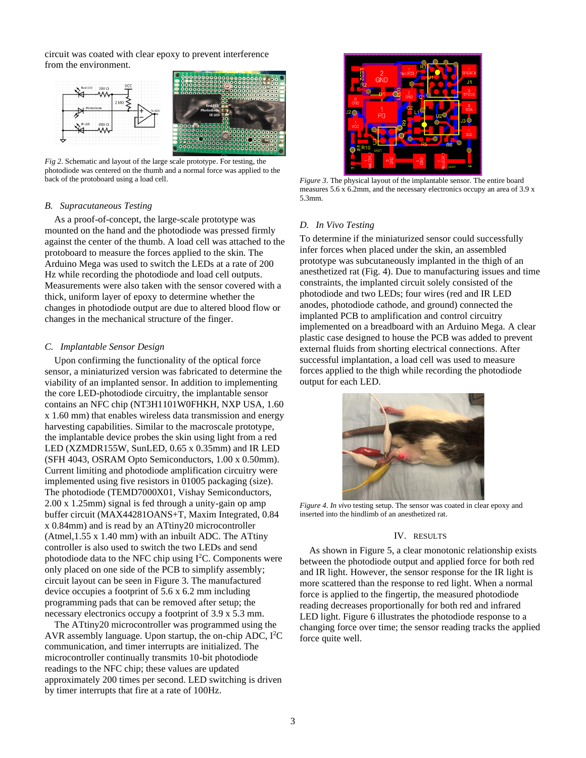circuit was coated with clear epoxy to prevent interference from the environment.

*Fig 2.* Schematic and layout of the large scale prototype. For testing, the photodiode was centered on the thumb and a normal force was applied to the back of the protoboard using a load cell.

### B. *Supracutaneous Testing*

As a proof-of-concept, the large-scale prototype was mounted on the hand and the photodiode was pressed firmly against the center of the thumb. A load cell was attached to the protoboard to measure the forces applied to the skin. The Arduino Mega was used to switch the LEDs at a rate of 200 Hz while recording the photodiode and load cell outputs. Measurements were also taken with the sensor covered with a thick, uniform layer of epoxy to determine whether the changes in photodiode output are due to altered blood flow or changes in the mechanical structure of the finger.

### C. *Implantable Sensor Design*

Upon confirming the functionality of the optical force sensor, a miniaturized version was fabricated to determine the viability of an implanted sensor. In addition to implementing the core LED-photodiode circuitry, the implantable sensor contains an NFC chip (NT3H1101W0FHKH, NXP USA, 1.60 x 1.60 mm) that enables wireless data transmission and energy harvesting capabilities. Similar to the macroscale prototype, the implantable device probes the skin using light from a red LED (XZMDR155W, SunLED, 0.65 x 0.35mm) and IR LED (SFH 4043, OSRAM Opto Semiconductors, 1.00 x 0.50mm). Current limiting and photodiode amplification circuitry were implemented using five resistors in 01005 packaging (size). The photodiode (TEMD7000X01, Vishay Semiconductors, 2.00 x 1.25mm) signal is fed through a unity-gain op amp buffer circuit (MAX44281OANS+T, Maxim Integrated, 0.84 x 0.84mm) and is read by an ATtiny20 microcontroller (Atmel,1.55 x 1.40 mm) with an inbuilt ADC. The ATtiny controller is also used to switch the two LEDs and send photodiode data to the NFC chip using I$^2$C. Components were only placed on one side of the PCB to simplify assembly; circuit layout can be seen in Figure 3. The manufactured device occupies a footprint of 5.6 x 6.2 mm including programming pads that can be removed after setup; the necessary electronics occupy a footprint of 3.9 x 5.3 mm.

The ATtiny20 microcontroller was programmed using the AVR assembly language. Upon startup, the on-chip ADC, I$^2$C communication, and timer interrupts are initialized. The microcontroller continually transmits 10-bit photodiode readings to the NFC chip; these values are updated approximately 200 times per second. LED switching is driven by timer interrupts that fire at a rate of 100Hz.

*Figure 3.* The physical layout of the implantable sensor. The entire board measures 5.6 x 6.2mm, and the necessary electronics occupy an area of 3.9 x 5.3mm.

### D. *In Vivo Testing*

To determine if the miniaturized sensor could successfully infer forces when placed under the skin, an assembled prototype was subcutaneously implanted in the thigh of an anesthetized rat (Fig. 4). Due to manufacturing issues and time constraints, the implanted circuit solely consisted of the photodiode and two LEDs; four wires (red and IR LED anodes, photodiode cathode, and ground) connected the implanted PCB to amplification and control circuitry implemented on a breadboard with an Arduino Mega. A clear plastic case designed to house the PCB was added to prevent external fluids from shorting electrical connections. After successful implantation, a load cell was used to measure forces applied to the thigh while recording the photodiode output for each LED.

*Figure 4. In vivo* testing setup. The sensor was coated in clear epoxy and inserted into the hindlimb of an anesthetized rat.

## IV. Results

As shown in Figure 5, a clear monotonic relationship exists between the photodiode output and applied force for both red and IR light. However, the sensor response for the IR light is more scattered than the response to red light. When a normal force is applied to the fingertip, the measured photodiode reading decreases proportionally for both red and infrared LED light. Figure 6 illustrates the photodiode response to a changing force over time; the sensor reading tracks the applied force quite well.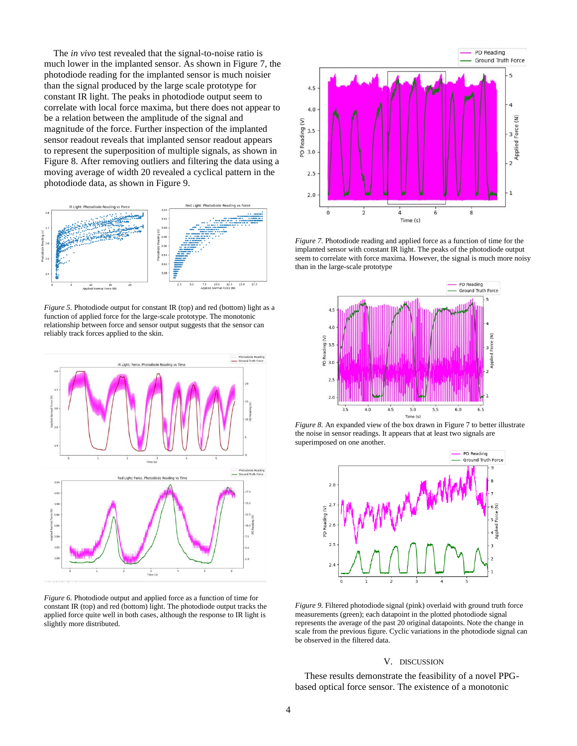The *in vivo* test revealed that the signal-to-noise ratio is much lower in the implanted sensor. As shown in Figure 7, the photodiode reading for the implanted sensor is much noisier than the signal produced by the large scale prototype for constant IR light. The peaks in photodiode output seem to correlate with local force maxima, but there does not appear to be a relation between the amplitude of the signal and magnitude of the force. Further inspection of the implanted sensor readout reveals that implanted sensor readout appears to represent the superposition of multiple signals, as shown in Figure 8. After removing outliers and filtering the data using a moving average of width 20 revealed a cyclical pattern in the photodiode data, as shown in Figure 9.

*Figure 5.* Photodiode output for constant IR (top) and red (bottom) light as a function of applied force for the large-scale prototype. The monotonic relationship between force and sensor output suggests that the sensor can reliably track forces applied to the skin.

*Figure 6.* Photodiode output and applied force as a function of time for constant IR (top) and red (bottom) light. The photodiode output tracks the applied force quite well in both cases, although the response to IR light is slightly more distributed.

*Figure 7.* Photodiode reading and applied force as a function of time for the implanted sensor with constant IR light. The peaks of the photodiode output seem to correlate with force maxima. However, the signal is much more noisy than in the large-scale prototype

*Figure 8.* An expanded view of the box drawn in Figure 7 to better illustrate the noise in sensor readings. It appears that at least two signals are superimposed on one another.

*Figure 9.* Filtered photodiode signal (pink) overlaid with ground truth force measurements (green); each datapoint in the plotted photodiode signal represents the average of the past 20 original datapoints. Note the change in scale from the previous figure. Cyclic variations in the photodiode signal can be observed in the filtered data.

## V. DISCUSSION

These results demonstrate the feasibility of a novel PPG-based optical force sensor. The existence of a monotonic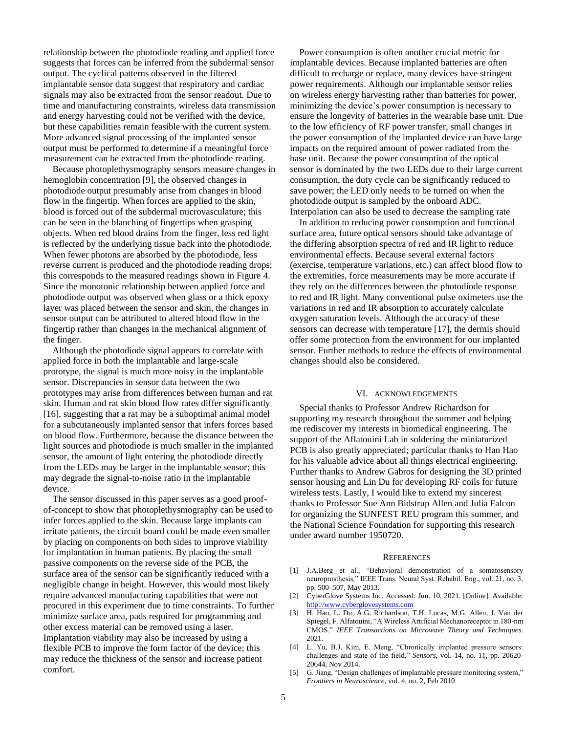relationship between the photodiode reading and applied force suggests that forces can be inferred from the subdermal sensor output. The cyclical patterns observed in the filtered implantable sensor data suggest that respiratory and cardiac signals may also be extracted from the sensor readout. Due to time and manufacturing constraints, wireless data transmission and energy harvesting could not be verified with the device, but these capabilities remain feasible with the current system. More advanced signal processing of the implanted sensor output must be performed to determine if a meaningful force measurement can be extracted from the photodiode reading.

Because photoplethysmography sensors measure changes in hemoglobin concentration [9], the observed changes in photodiode output presumably arise from changes in blood flow in the fingertip. When forces are applied to the skin, blood is forced out of the subdermal microvasculature; this can be seen in the blanching of fingertips when grasping objects. When red blood drains from the finger, less red light is reflected by the underlying tissue back into the photodiode. When fewer photons are absorbed by the photodiode, less reverse current is produced and the photodiode reading drops; this corresponds to the measured readings shown in Figure 4. Since the monotonic relationship between applied force and photodiode output was observed when glass or a thick epoxy layer was placed between the sensor and skin, the changes in sensor output can be attributed to altered blood flow in the fingertip rather than changes in the mechanical alignment of the finger.

Although the photodiode signal appears to correlate with applied force in both the implantable and large-scale prototype, the signal is much more noisy in the implantable sensor. Discrepancies in sensor data between the two prototypes may arise from differences between human and rat skin. Human and rat skin blood flow rates differ significantly [16], suggesting that a rat may be a suboptimal animal model for a subcutaneously implanted sensor that infers forces based on blood flow. Furthermore, because the distance between the light sources and photodiode is much smaller in the implanted sensor, the amount of light entering the photodiode directly from the LEDs may be larger in the implantable sensor; this may degrade the signal-to-noise ratio in the implantable device.

The sensor discussed in this paper serves as a good proof-of-concept to show that photoplethysmography can be used to infer forces applied to the skin. Because large implants can irritate patients, the circuit board could be made even smaller by placing on components on both sides to improve viability for implantation in human patients. By placing the small passive components on the reverse side of the PCB, the surface area of the sensor can be significantly reduced with a negligible change in height. However, this would most likely require advanced manufacturing capabilities that were not procured in this experiment due to time constraints. To further minimize surface area, pads required for programming and other excess material can be removed using a laser. Implantation viability may also be increased by using a flexible PCB to improve the form factor of the device; this may reduce the thickness of the sensor and increase patient comfort.

Power consumption is often another crucial metric for implantable devices. Because implanted batteries are often difficult to recharge or replace, many devices have stringent power requirements. Although our implantable sensor relies on wireless energy harvesting rather than batteries for power, minimizing the device's power consumption is necessary to ensure the longevity of batteries in the wearable base unit. Due to the low efficiency of RF power transfer, small changes in the power consumption of the implanted device can have large impacts on the required amount of power radiated from the base unit. Because the power consumption of the optical sensor is dominated by the two LEDs due to their large current consumption, the duty cycle can be significantly reduced to save power; the LED only needs to be turned on when the photodiode output is sampled by the onboard ADC. Interpolation can also be used to decrease the sampling rate

In addition to reducing power consumption and functional surface area, future optical sensors should take advantage of the differing absorption spectra of red and IR light to reduce environmental effects. Because several external factors (exercise, temperature variations, etc.) can affect blood flow to the extremities, force measurements may be more accurate if they rely on the differences between the photodiode response to red and IR light. Many conventional pulse oximeters use the variations in red and IR absorption to accurately calculate oxygen saturation levels. Although the accuracy of these sensors can decrease with temperature [17], the dermis should offer some protection from the environment for our implanted sensor. Further methods to reduce the effects of environmental changes should also be considered.

## VI. Acknowledgements

Special thanks to Professor Andrew Richardson for supporting my research throughout the summer and helping me rediscover my interests in biomedical engineering. The support of the Aflatouini Lab in soldering the miniaturized PCB is also greatly appreciated; particular thanks to Han Hao for his valuable advice about all things electrical engineering. Further thanks to Andrew Gabros for designing the 3D printed sensor housing and Lin Du for developing RF coils for future wireless tests. Lastly, I would like to extend my sincerest thanks to Professor Sue Ann Bidstrup Allen and Julia Falcon for organizing the SUNFEST REU program this summer, and the National Science Foundation for supporting this research under award number 1950720.

## References

[1] J.A.Berg et al., "Behavioral demonstration of a somatosensory neuroprosthesis," IEEE Trans. Neural Syst. Rehabil. Eng., vol. 21, no. 3, pp. 500–507, May 2013.

[2] CyberGlove Systems Inc. Accessed: Jun. 10, 2021. [Online]. Available: http://www.cyberglovesystems.com

[3] H. Hao, L. Du, A.G. Richardson, T.H. Lucas, M.G. Allen, J. Van der Spiegel, F. Alfatouini, "A Wireless Artificial Mechanoreceptor in 180-nm CMOS." *IEEE Transactions on Microwave Theory and Techniques*. 2021.

[4] L. Yu, B.J. Kim, E. Meng, "Chronically implanted pressure sensors: challenges and state of the field," *Sensors*, vol. 14, no. 11, pp. 20620-20644, Nov 2014.

[5] G. Jiang, "Design challenges of implantable pressure monitoring system," *Frontiers in Neuroscience*, vol. 4, no. 2, Feb 2010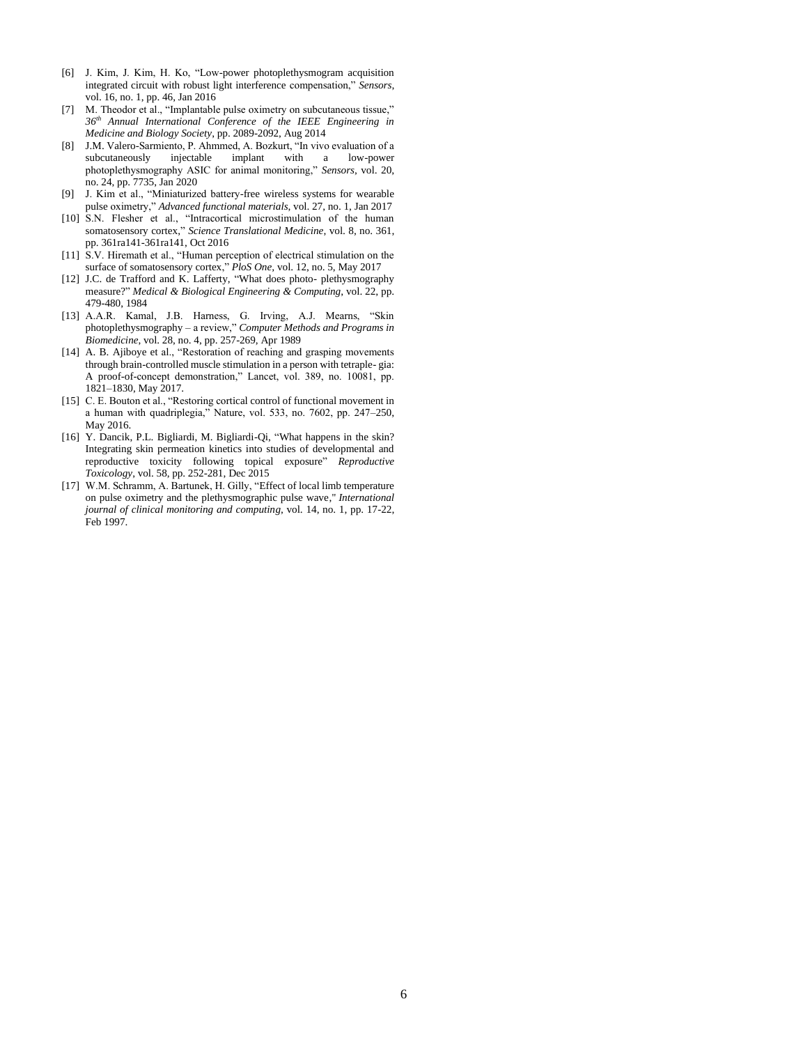[6] J. Kim, J. Kim, H. Ko, "Low-power photoplethysmogram acquisition integrated circuit with robust light interference compensation," *Sensors*, vol. 16, no. 1, pp. 46, Jan 2016

[7] M. Theodor et al., "Implantable pulse oximetry on subcutaneous tissue," *36th Annual International Conference of the IEEE Engineering in Medicine and Biology Society*, pp. 2089-2092, Aug 2014

[8] J.M. Valero-Sarmiento, P. Ahmmed, A. Bozkurt, "In vivo evaluation of a subcutaneously injectable implant with a low-power photoplethysmography ASIC for animal monitoring," *Sensors*, vol. 20, no. 24, pp. 7735, Jan 2020

[9] J. Kim et al., "Miniaturized battery-free wireless systems for wearable pulse oximetry," *Advanced functional materials*, vol. 27, no. 1, Jan 2017

[10] S.N. Flesher et al., "Intracortical microstimulation of the human somatosensory cortex," *Science Translational Medicine*, vol. 8, no. 361, pp. 361ra141-361ra141, Oct 2016

[11] S.V. Hiremath et al., "Human perception of electrical stimulation on the surface of somatosensory cortex," *PloS One*, vol. 12, no. 5, May 2017

[12] J.C. de Trafford and K. Lafferty, "What does photo- plethysmography measure?" *Medical & Biological Engineering & Computing*, vol. 22, pp. 479-480, 1984

[13] A.A.R. Kamal, J.B. Harness, G. Irving, A.J. Mearns, "Skin photoplethysmography – a review," *Computer Methods and Programs in Biomedicine*, vol. 28, no. 4, pp. 257-269, Apr 1989

[14] A. B. Ajiboye et al., "Restoration of reaching and grasping movements through brain-controlled muscle stimulation in a person with tetraple- gia: A proof-of-concept demonstration," Lancet, vol. 389, no. 10081, pp. 1821–1830, May 2017.

[15] C. E. Bouton et al., "Restoring cortical control of functional movement in a human with quadriplegia," Nature, vol. 533, no. 7602, pp. 247–250, May 2016.

[16] Y. Dancik, P.L. Bigliardi, M. Bigliardi-Qi, "What happens in the skin? Integrating skin permeation kinetics into studies of developmental and reproductive toxicity following topical exposure" *Reproductive Toxicology*, vol. 58, pp. 252-281, Dec 2015

[17] W.M. Schramm, A. Bartunek, H. Gilly, "Effect of local limb temperature on pulse oximetry and the plethysmographic pulse wave," *International journal of clinical monitoring and computing*, vol. 14, no. 1, pp. 17-22, Feb 1997.